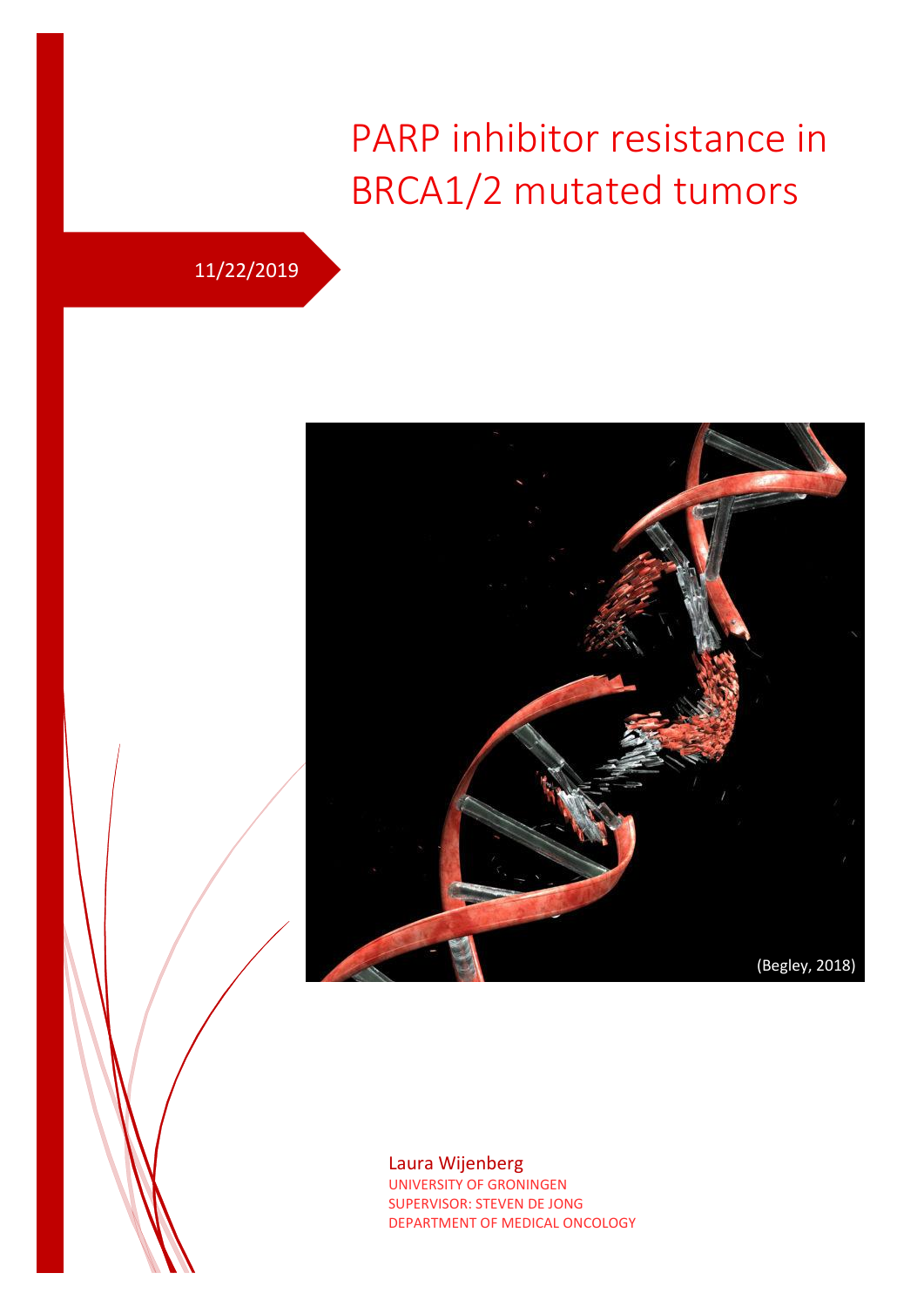# PARP inhibitor resistance in BRCA1/2 mutated tumors

11/22/2019

(Begley, 2018)

Laura Wijenberg

UNIVERSITY OF GRONINGEN

SUPERVISOR: STEVEN DE JONG

DEPARTMENT OF MEDICAL ONCOLOGY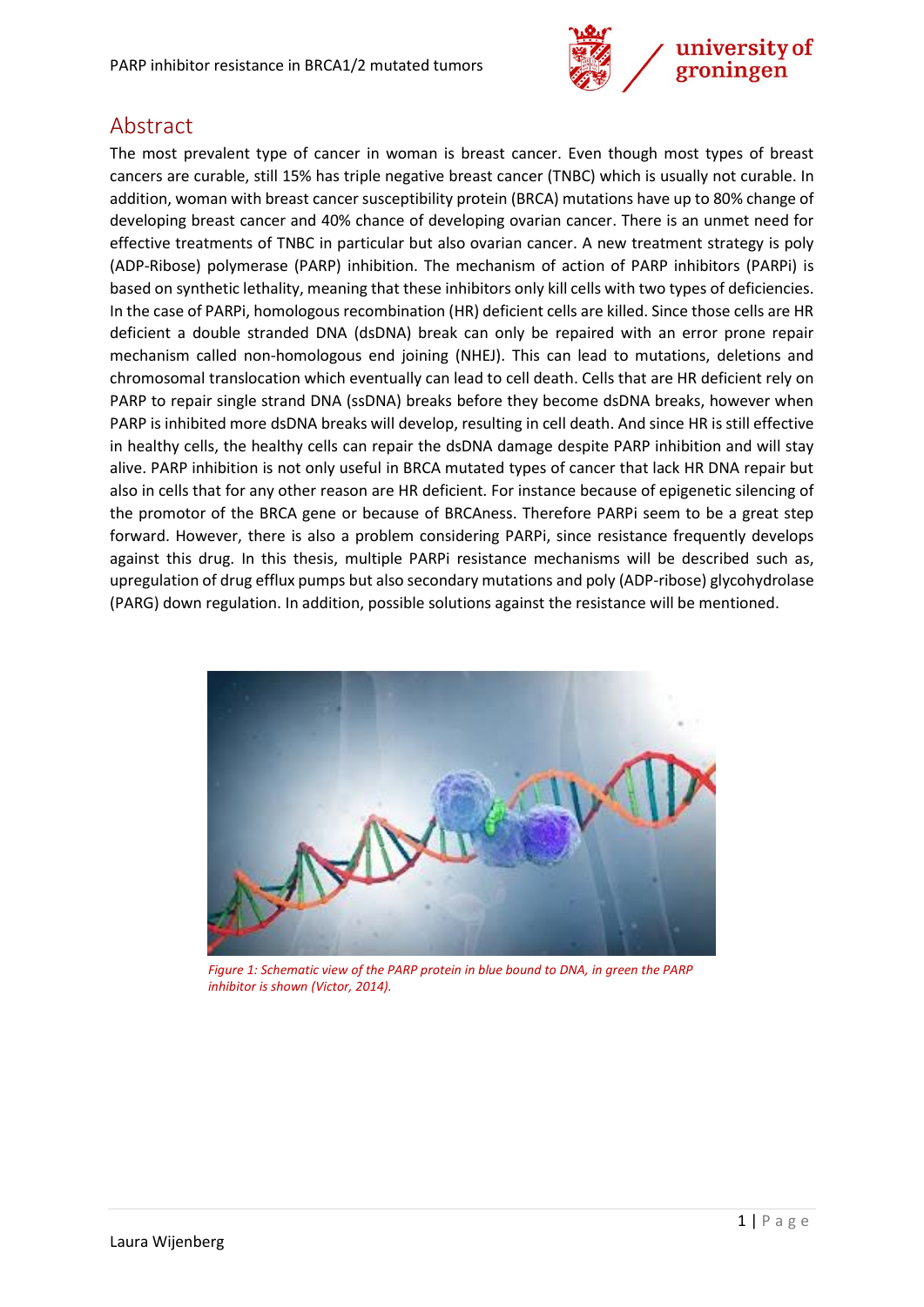## Abstract

The most prevalent type of cancer in woman is breast cancer. Even though most types of breast cancers are curable, still 15% has triple negative breast cancer (TNBC) which is usually not curable. In addition, woman with breast cancer susceptibility protein (BRCA) mutations have up to 80% change of developing breast cancer and 40% chance of developing ovarian cancer. There is an unmet need for effective treatments of TNBC in particular but also ovarian cancer. A new treatment strategy is poly (ADP-Ribose) polymerase (PARP) inhibition. The mechanism of action of PARP inhibitors (PARPi) is based on synthetic lethality, meaning that these inhibitors only kill cells with two types of deficiencies. In the case of PARPi, homologous recombination (HR) deficient cells are killed. Since those cells are HR deficient a double stranded DNA (dsDNA) break can only be repaired with an error prone repair mechanism called non-homologous end joining (NHEJ). This can lead to mutations, deletions and chromosomal translocation which eventually can lead to cell death. Cells that are HR deficient rely on PARP to repair single strand DNA (ssDNA) breaks before they become dsDNA breaks, however when PARP is inhibited more dsDNA breaks will develop, resulting in cell death. And since HR is still effective in healthy cells, the healthy cells can repair the dsDNA damage despite PARP inhibition and will stay alive. PARP inhibition is not only useful in BRCA mutated types of cancer that lack HR DNA repair but also in cells that for any other reason are HR deficient. For instance because of epigenetic silencing of the promotor of the BRCA gene or because of BRCAness. Therefore PARPi seem to be a great step forward. However, there is also a problem considering PARPi, since resistance frequently develops against this drug. In this thesis, multiple PARPi resistance mechanisms will be described such as, upregulation of drug efflux pumps but also secondary mutations and poly (ADP-ribose) glycohydrolase (PARG) down regulation. In addition, possible solutions against the resistance will be mentioned.

*Figure 1: Schematic view of the PARP protein in blue bound to DNA, in green the PARP inhibitor is shown (Victor, 2014).*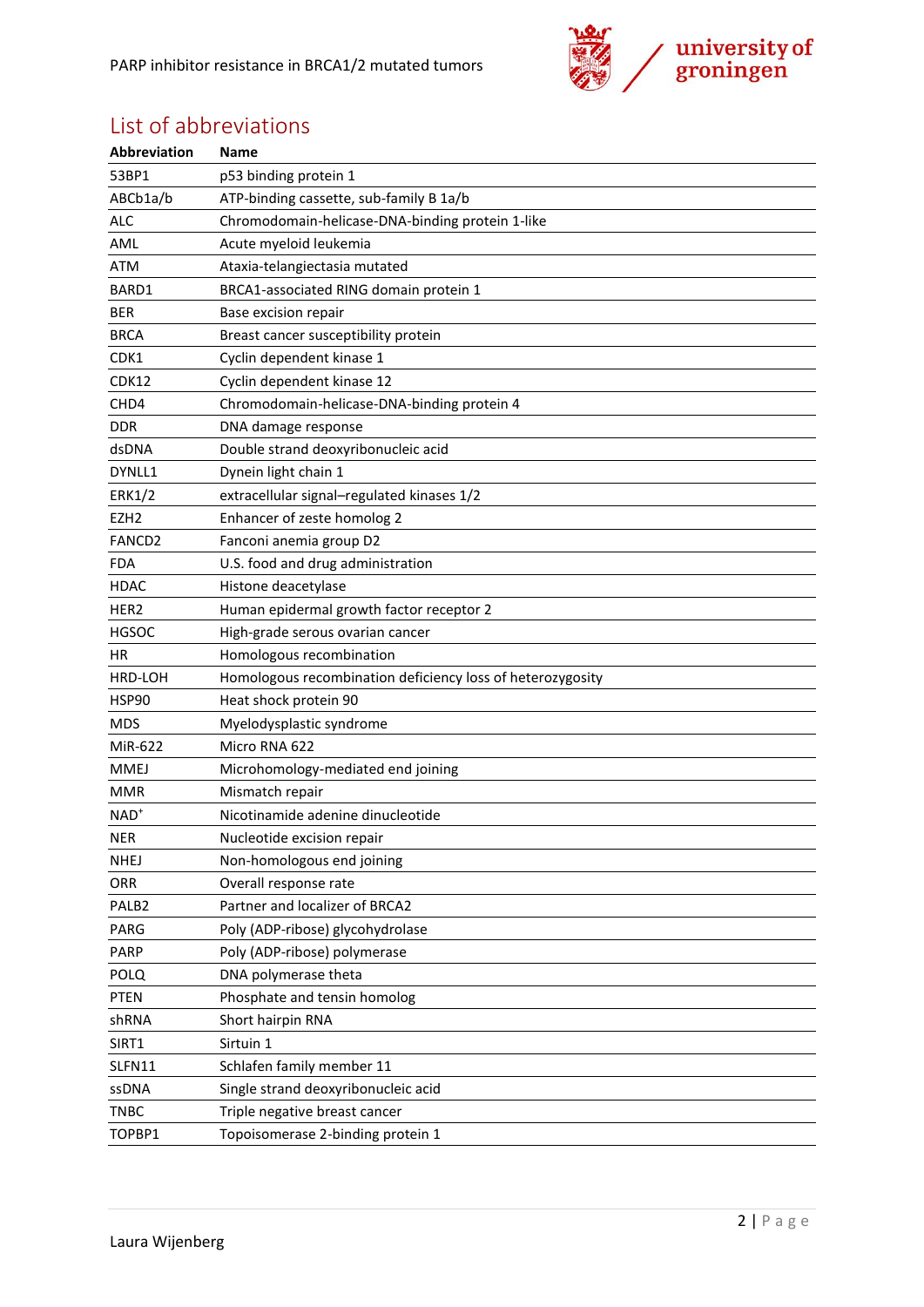## List of abbreviations

| Abbreviation | Name |
|---|---|
| 53BP1 | p53 binding protein 1 |
| ABCb1a/b | ATP-binding cassette, sub-family B 1a/b |
| ALC | Chromodomain-helicase-DNA-binding protein 1-like |
| AML | Acute myeloid leukemia |
| ATM | Ataxia-telangiectasia mutated |
| BARD1 | BRCA1-associated RING domain protein 1 |
| BER | Base excision repair |
| BRCA | Breast cancer susceptibility protein |
| CDK1 | Cyclin dependent kinase 1 |
| CDK12 | Cyclin dependent kinase 12 |
| CHD4 | Chromodomain-helicase-DNA-binding protein 4 |
| DDR | DNA damage response |
| dsDNA | Double strand deoxyribonucleic acid |
| DYNLL1 | Dynein light chain 1 |
| ERK1/2 | extracellular signal–regulated kinases 1/2 |
| EZH2 | Enhancer of zeste homolog 2 |
| FANCD2 | Fanconi anemia group D2 |
| FDA | U.S. food and drug administration |
| HDAC | Histone deacetylase |
| HER2 | Human epidermal growth factor receptor 2 |
| HGSOC | High-grade serous ovarian cancer |
| HR | Homologous recombination |
| HRD-LOH | Homologous recombination deficiency loss of heterozygosity |
| HSP90 | Heat shock protein 90 |
| MDS | Myelodysplastic syndrome |
| MiR-622 | Micro RNA 622 |
| MMEJ | Microhomology-mediated end joining |
| MMR | Mismatch repair |
| $NAD^+$ | Nicotinamide adenine dinucleotide |
| NER | Nucleotide excision repair |
| NHEJ | Non-homologous end joining |
| ORR | Overall response rate |
| PALB2 | Partner and localizer of BRCA2 |
| PARG | Poly (ADP-ribose) glycohydrolase |
| PARP | Poly (ADP-ribose) polymerase |
| POLQ | DNA polymerase theta |
| PTEN | Phosphate and tensin homolog |
| shRNA | Short hairpin RNA |
| SIRT1 | Sirtuin 1 |
| SLFN11 | Schlafen family member 11 |
| ssDNA | Single strand deoxyribonucleic acid |
| TNBC | Triple negative breast cancer |
| TOPBP1 | Topoisomerase 2-binding protein 1 |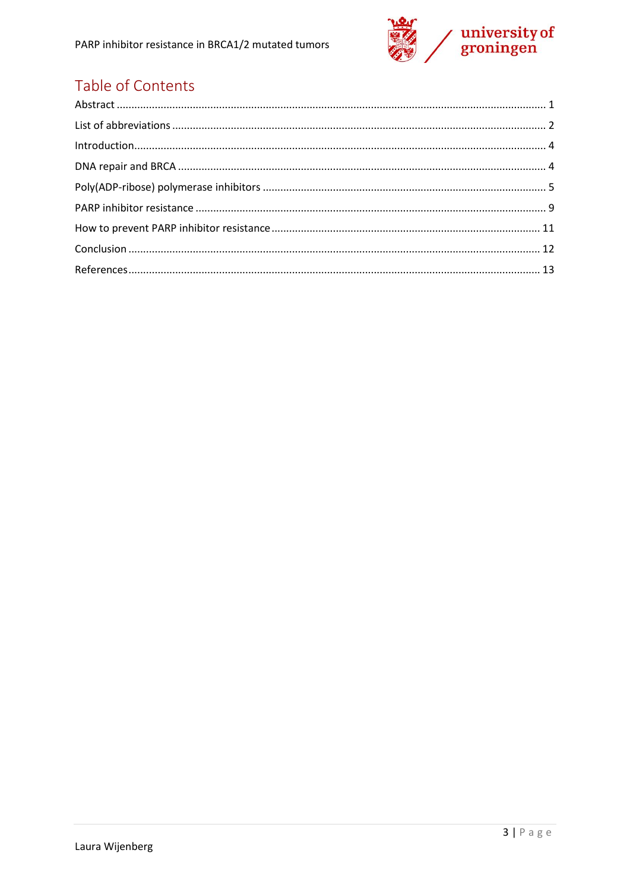# Table of Contents

Abstract ........................................................................................................................................ 1

List of abbreviations ..................................................................................................................... 2

Introduction.................................................................................................................................. 4

DNA repair and BRCA ................................................................................................................... 4

Poly(ADP-ribose) polymerase inhibitors ........................................................................................ 5

PARP inhibitor resistance .............................................................................................................. 9

How to prevent PARP inhibitor resistance .................................................................................. 11

Conclusion .................................................................................................................................. 12

References................................................................................................................................... 13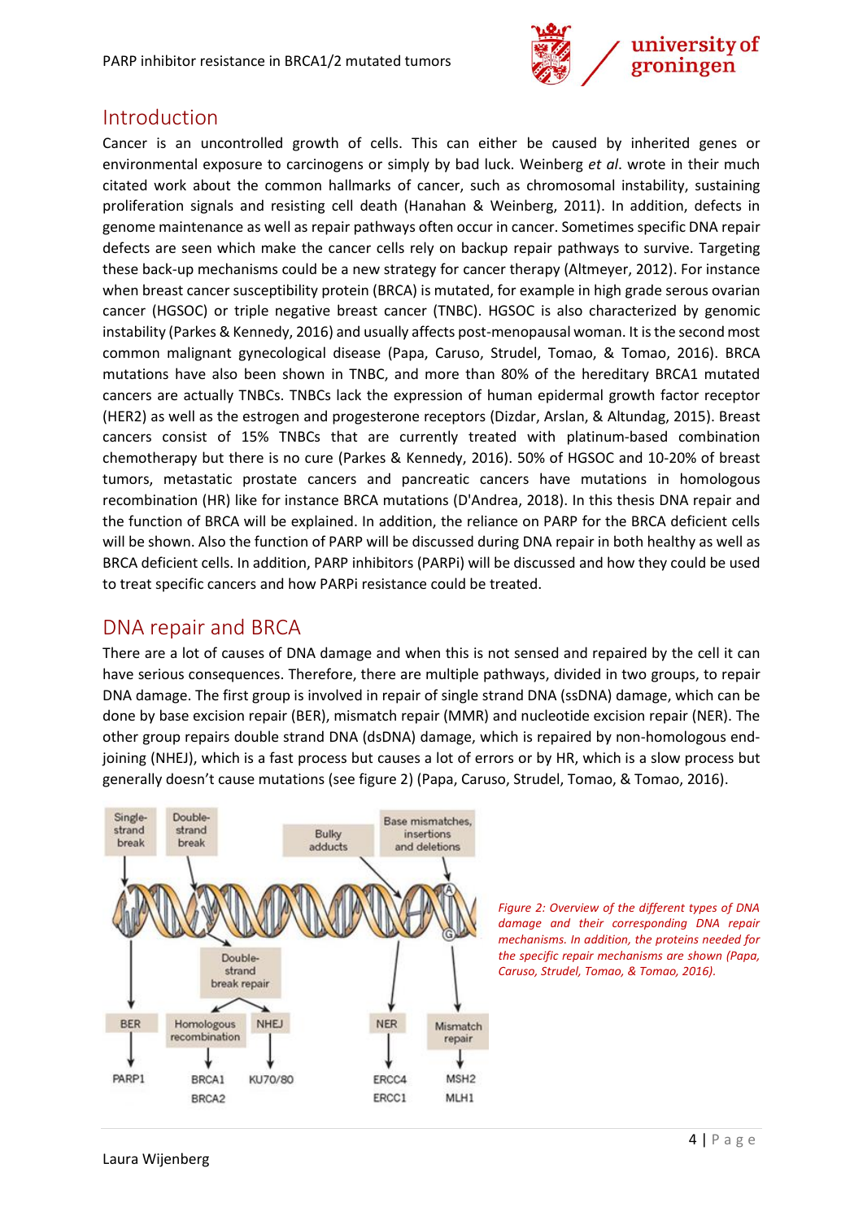## Introduction

Cancer is an uncontrolled growth of cells. This can either be caused by inherited genes or environmental exposure to carcinogens or simply by bad luck. Weinberg *et al*. wrote in their much citated work about the common hallmarks of cancer, such as chromosomal instability, sustaining proliferation signals and resisting cell death (Hanahan & Weinberg, 2011). In addition, defects in genome maintenance as well as repair pathways often occur in cancer. Sometimes specific DNA repair defects are seen which make the cancer cells rely on backup repair pathways to survive. Targeting these back-up mechanisms could be a new strategy for cancer therapy (Altmeyer, 2012). For instance when breast cancer susceptibility protein (BRCA) is mutated, for example in high grade serous ovarian cancer (HGSOC) or triple negative breast cancer (TNBC). HGSOC is also characterized by genomic instability (Parkes & Kennedy, 2016) and usually affects post-menopausal woman. It is the second most common malignant gynecological disease (Papa, Caruso, Strudel, Tomao, & Tomao, 2016). BRCA mutations have also been shown in TNBC, and more than 80% of the hereditary BRCA1 mutated cancers are actually TNBCs. TNBCs lack the expression of human epidermal growth factor receptor (HER2) as well as the estrogen and progesterone receptors (Dizdar, Arslan, & Altundag, 2015). Breast cancers consist of 15% TNBCs that are currently treated with platinum-based combination chemotherapy but there is no cure (Parkes & Kennedy, 2016). 50% of HGSOC and 10-20% of breast tumors, metastatic prostate cancers and pancreatic cancers have mutations in homologous recombination (HR) like for instance BRCA mutations (D'Andrea, 2018). In this thesis DNA repair and the function of BRCA will be explained. In addition, the reliance on PARP for the BRCA deficient cells will be shown. Also the function of PARP will be discussed during DNA repair in both healthy as well as BRCA deficient cells. In addition, PARP inhibitors (PARPi) will be discussed and how they could be used to treat specific cancers and how PARPi resistance could be treated.

## DNA repair and BRCA

There are a lot of causes of DNA damage and when this is not sensed and repaired by the cell it can have serious consequences. Therefore, there are multiple pathways, divided in two groups, to repair DNA damage. The first group is involved in repair of single strand DNA (ssDNA) damage, which can be done by base excision repair (BER), mismatch repair (MMR) and nucleotide excision repair (NER). The other group repairs double strand DNA (dsDNA) damage, which is repaired by non-homologous end-joining (NHEJ), which is a fast process but causes a lot of errors or by HR, which is a slow process but generally doesn't cause mutations (see figure 2) (Papa, Caruso, Strudel, Tomao, & Tomao, 2016).

*Figure 2: Overview of the different types of DNA damage and their corresponding DNA repair mechanisms. In addition, the proteins needed for the specific repair mechanisms are shown (Papa, Caruso, Strudel, Tomao, & Tomao, 2016).*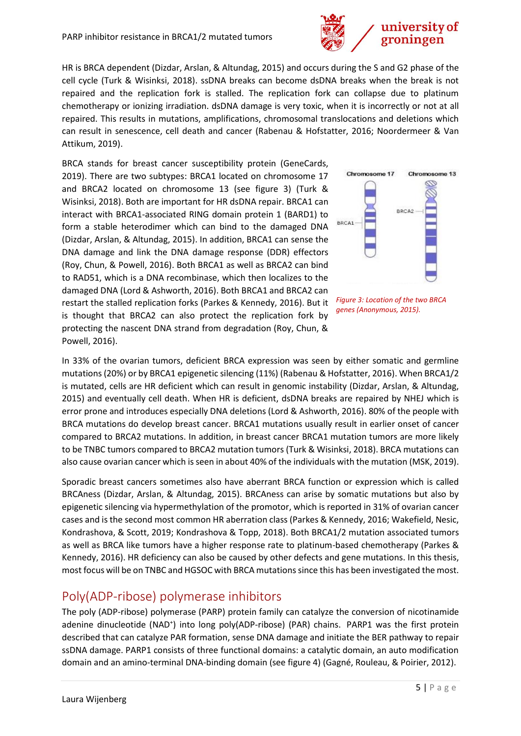HR is BRCA dependent (Dizdar, Arslan, & Altundag, 2015) and occurs during the S and G2 phase of the cell cycle (Turk & Wisinksi, 2018). ssDNA breaks can become dsDNA breaks when the break is not repaired and the replication fork is stalled. The replication fork can collapse due to platinum chemotherapy or ionizing irradiation. dsDNA damage is very toxic, when it is incorrectly or not at all repaired. This results in mutations, amplifications, chromosomal translocations and deletions which can result in senescence, cell death and cancer (Rabenau & Hofstatter, 2016; Noordermeer & Van Attikum, 2019).

BRCA stands for breast cancer susceptibility protein (GeneCards, 2019). There are two subtypes: BRCA1 located on chromosome 17 and BRCA2 located on chromosome 13 (see figure 3) (Turk & Wisinksi, 2018). Both are important for HR dsDNA repair. BRCA1 can interact with BRCA1-associated RING domain protein 1 (BARD1) to form a stable heterodimer which can bind to the damaged DNA (Dizdar, Arslan, & Altundag, 2015). In addition, BRCA1 can sense the DNA damage and link the DNA damage response (DDR) effectors (Roy, Chun, & Powell, 2016). Both BRCA1 as well as BRCA2 can bind to RAD51, which is a DNA recombinase, which then localizes to the damaged DNA (Lord & Ashworth, 2016). Both BRCA1 and BRCA2 can restart the stalled replication forks (Parkes & Kennedy, 2016). But it is thought that BRCA2 can also protect the replication fork by protecting the nascent DNA strand from degradation (Roy, Chun, & Powell, 2016).

*Figure 3: Location of the two BRCA genes (Anonymous, 2015).*

In 33% of the ovarian tumors, deficient BRCA expression was seen by either somatic and germline mutations (20%) or by BRCA1 epigenetic silencing (11%) (Rabenau & Hofstatter, 2016). When BRCA1/2 is mutated, cells are HR deficient which can result in genomic instability (Dizdar, Arslan, & Altundag, 2015) and eventually cell death. When HR is deficient, dsDNA breaks are repaired by NHEJ which is error prone and introduces especially DNA deletions (Lord & Ashworth, 2016). 80% of the people with BRCA mutations do develop breast cancer. BRCA1 mutations usually result in earlier onset of cancer compared to BRCA2 mutations. In addition, in breast cancer BRCA1 mutation tumors are more likely to be TNBC tumors compared to BRCA2 mutation tumors (Turk & Wisinksi, 2018). BRCA mutations can also cause ovarian cancer which is seen in about 40% of the individuals with the mutation (MSK, 2019).

Sporadic breast cancers sometimes also have aberrant BRCA function or expression which is called BRCAness (Dizdar, Arslan, & Altundag, 2015). BRCAness can arise by somatic mutations but also by epigenetic silencing via hypermethylation of the promotor, which is reported in 31% of ovarian cancer cases and is the second most common HR aberration class (Parkes & Kennedy, 2016; Wakefield, Nesic, Kondrashova, & Scott, 2019; Kondrashova & Topp, 2018). Both BRCA1/2 mutation associated tumors as well as BRCA like tumors have a higher response rate to platinum-based chemotherapy (Parkes & Kennedy, 2016). HR deficiency can also be caused by other defects and gene mutations. In this thesis, most focus will be on TNBC and HGSOC with BRCA mutations since this has been investigated the most.

## Poly(ADP-ribose) polymerase inhibitors

The poly (ADP-ribose) polymerase (PARP) protein family can catalyze the conversion of nicotinamide adenine dinucleotide ($NAD^+$) into long poly(ADP-ribose) (PAR) chains. PARP1 was the first protein described that can catalyze PAR formation, sense DNA damage and initiate the BER pathway to repair ssDNA damage. PARP1 consists of three functional domains: a catalytic domain, an auto modification domain and an amino-terminal DNA-binding domain (see figure 4) (Gagné, Rouleau, & Poirier, 2012).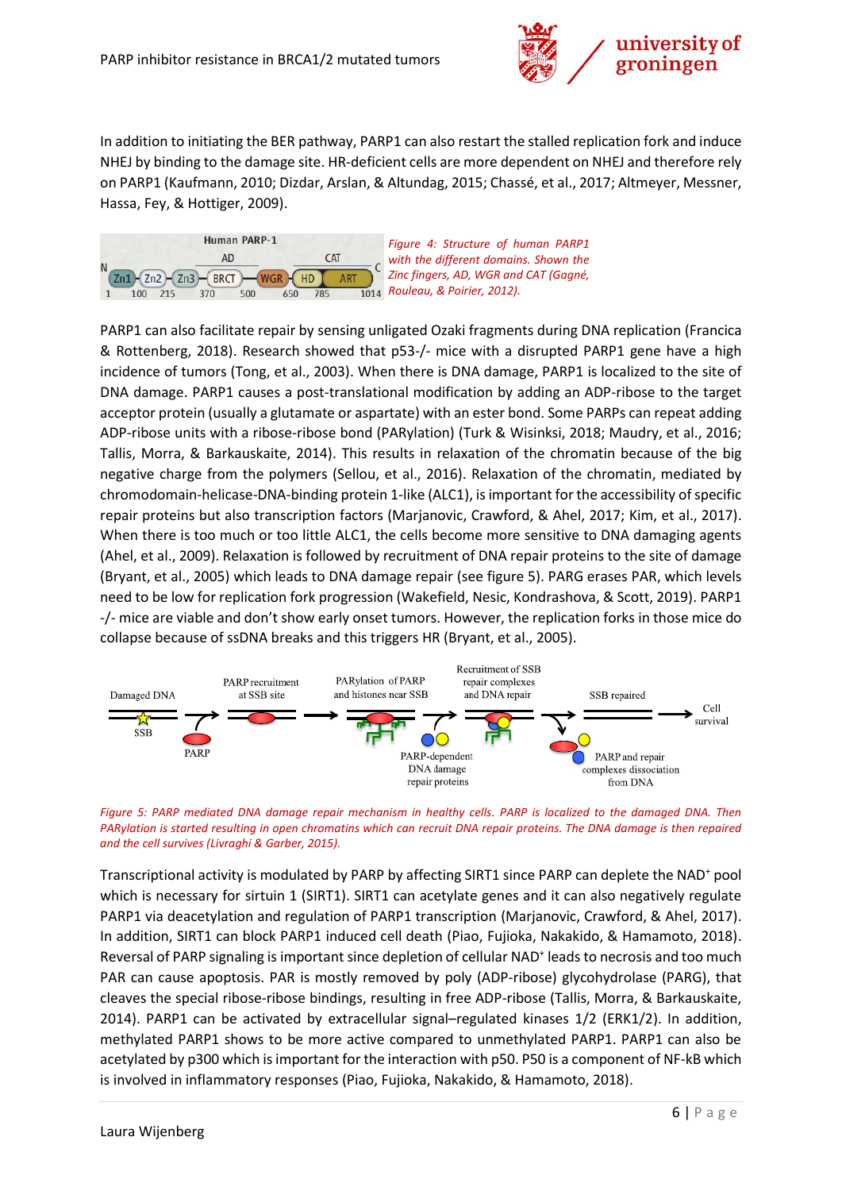In addition to initiating the BER pathway, PARP1 can also restart the stalled replication fork and induce NHEJ by binding to the damage site. HR-deficient cells are more dependent on NHEJ and therefore rely on PARP1 (Kaufmann, 2010; Dizdar, Arslan, & Altundag, 2015; Chassé, et al., 2017; Altmeyer, Messner, Hassa, Fey, & Hottiger, 2009).

*Figure 4: Structure of human PARP1 with the different domains. Shown the Zinc fingers, AD, WGR and CAT (Gagné, Rouleau, & Poirier, 2012).*

PARP1 can also facilitate repair by sensing unligated Ozaki fragments during DNA replication (Francica & Rottenberg, 2018). Research showed that p53-/- mice with a disrupted PARP1 gene have a high incidence of tumors (Tong, et al., 2003). When there is DNA damage, PARP1 is localized to the site of DNA damage. PARP1 causes a post-translational modification by adding an ADP-ribose to the target acceptor protein (usually a glutamate or aspartate) with an ester bond. Some PARPs can repeat adding ADP-ribose units with a ribose-ribose bond (PARylation) (Turk & Wisinski, 2018; Maudry, et al., 2016; Tallis, Morra, & Barkauskaite, 2014). This results in relaxation of the chromatin because of the big negative charge from the polymers (Sellou, et al., 2016). Relaxation of the chromatin, mediated by chromodomain-helicase-DNA-binding protein 1-like (ALC1), is important for the accessibility of specific repair proteins but also transcription factors (Marjanovic, Crawford, & Ahel, 2017; Kim, et al., 2017). When there is too much or too little ALC1, the cells become more sensitive to DNA damaging agents (Ahel, et al., 2009). Relaxation is followed by recruitment of DNA repair proteins to the site of damage (Bryant, et al., 2005) which leads to DNA damage repair (see figure 5). PARG erases PAR, which levels need to be low for replication fork progression (Wakefield, Nesic, Kondrashova, & Scott, 2019). PARP1 -/- mice are viable and don't show early onset tumors. However, the replication forks in those mice do collapse because of ssDNA breaks and this triggers HR (Bryant, et al., 2005).

*Figure 5: PARP mediated DNA damage repair mechanism in healthy cells. PARP is localized to the damaged DNA. Then PARylation is started resulting in open chromatins which can recruit DNA repair proteins. The DNA damage is then repaired and the cell survives (Livraghi & Garber, 2015).*

Transcriptional activity is modulated by PARP by affecting SIRT1 since PARP can deplete the $NAD^+$ pool which is necessary for sirtuin 1 (SIRT1). SIRT1 can acetylate genes and it can also negatively regulate PARP1 via deacetylation and regulation of PARP1 transcription (Marjanovic, Crawford, & Ahel, 2017). In addition, SIRT1 can block PARP1 induced cell death (Piao, Fujioka, Nakakido, & Hamamoto, 2018). Reversal of PARP signaling is important since depletion of cellular $NAD^+$ leads to necrosis and too much PAR can cause apoptosis. PAR is mostly removed by poly (ADP-ribose) glycohydrolase (PARG), that cleaves the special ribose-ribose bindings, resulting in free ADP-ribose (Tallis, Morra, & Barkauskaite, 2014). PARP1 can be activated by extracellular signal–regulated kinases 1/2 (ERK1/2). In addition, methylated PARP1 shows to be more active compared to unmethylated PARP1. PARP1 can also be acetylated by p300 which is important for the interaction with p50. P50 is a component of NF-kB which is involved in inflammatory responses (Piao, Fujioka, Nakakido, & Hamamoto, 2018).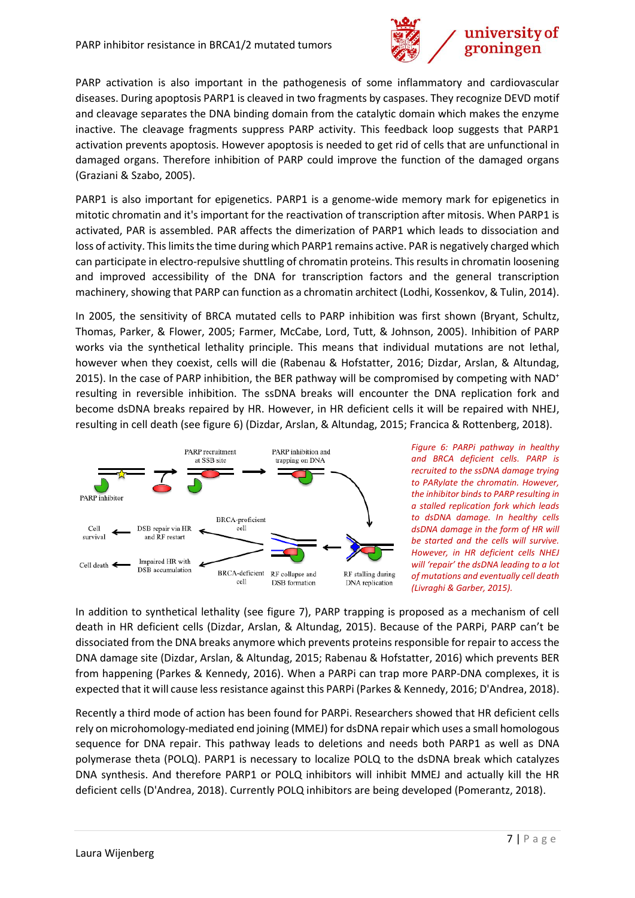PARP activation is also important in the pathogenesis of some inflammatory and cardiovascular diseases. During apoptosis PARP1 is cleaved in two fragments by caspases. They recognize DEVD motif and cleavage separates the DNA binding domain from the catalytic domain which makes the enzyme inactive. The cleavage fragments suppress PARP activity. This feedback loop suggests that PARP1 activation prevents apoptosis. However apoptosis is needed to get rid of cells that are unfunctional in damaged organs. Therefore inhibition of PARP could improve the function of the damaged organs (Graziani & Szabo, 2005).

PARP1 is also important for epigenetics. PARP1 is a genome-wide memory mark for epigenetics in mitotic chromatin and it's important for the reactivation of transcription after mitosis. When PARP1 is activated, PAR is assembled. PAR affects the dimerization of PARP1 which leads to dissociation and loss of activity. This limits the time during which PARP1 remains active. PAR is negatively charged which can participate in electro-repulsive shuttling of chromatin proteins. This results in chromatin loosening and improved accessibility of the DNA for transcription factors and the general transcription machinery, showing that PARP can function as a chromatin architect (Lodhi, Kossenkov, & Tulin, 2014).

In 2005, the sensitivity of BRCA mutated cells to PARP inhibition was first shown (Bryant, Schultz, Thomas, Parker, & Flower, 2005; Farmer, McCabe, Lord, Tutt, & Johnson, 2005). Inhibition of PARP works via the synthetical lethality principle. This means that individual mutations are not lethal, however when they coexist, cells will die (Rabenau & Hofstatter, 2016; Dizdar, Arslan, & Altundag, 2015). In the case of PARP inhibition, the BER pathway will be compromised by competing with $NAD^+$ resulting in reversible inhibition. The ssDNA breaks will encounter the DNA replication fork and become dsDNA breaks repaired by HR. However, in HR deficient cells it will be repaired with NHEJ, resulting in cell death (see figure 6) (Dizdar, Arslan, & Altundag, 2015; Francica & Rottenberg, 2018).

*Figure 6: PARPi pathway in healthy and BRCA deficient cells. PARP is recruited to the ssDNA damage trying to PARylate the chromatin. However, the inhibitor binds to PARP resulting in a stalled replication fork which leads to dsDNA damage. In healthy cells dsDNA damage in the form of HR will be started and the cells will survive. However, in HR deficient cells NHEJ will 'repair' the dsDNA leading to a lot of mutations and eventually cell death (Livraghi & Garber, 2015).*

In addition to synthetical lethality (see figure 7), PARP trapping is proposed as a mechanism of cell death in HR deficient cells (Dizdar, Arslan, & Altundag, 2015). Because of the PARPi, PARP can't be dissociated from the DNA breaks anymore which prevents proteins responsible for repair to access the DNA damage site (Dizdar, Arslan, & Altundag, 2015; Rabenau & Hofstatter, 2016) which prevents BER from happening (Parkes & Kennedy, 2016). When a PARPi can trap more PARP-DNA complexes, it is expected that it will cause less resistance against this PARPi (Parkes & Kennedy, 2016; D'Andrea, 2018).

Recently a third mode of action has been found for PARPi. Researchers showed that HR deficient cells rely on microhomology-mediated end joining (MMEJ) for dsDNA repair which uses a small homologous sequence for DNA repair. This pathway leads to deletions and needs both PARP1 as well as DNA polymerase theta (POLQ). PARP1 is necessary to localize POLQ to the dsDNA break which catalyzes DNA synthesis. And therefore PARP1 or POLQ inhibitors will inhibit MMEJ and actually kill the HR deficient cells (D'Andrea, 2018). Currently POLQ inhibitors are being developed (Pomerantz, 2018).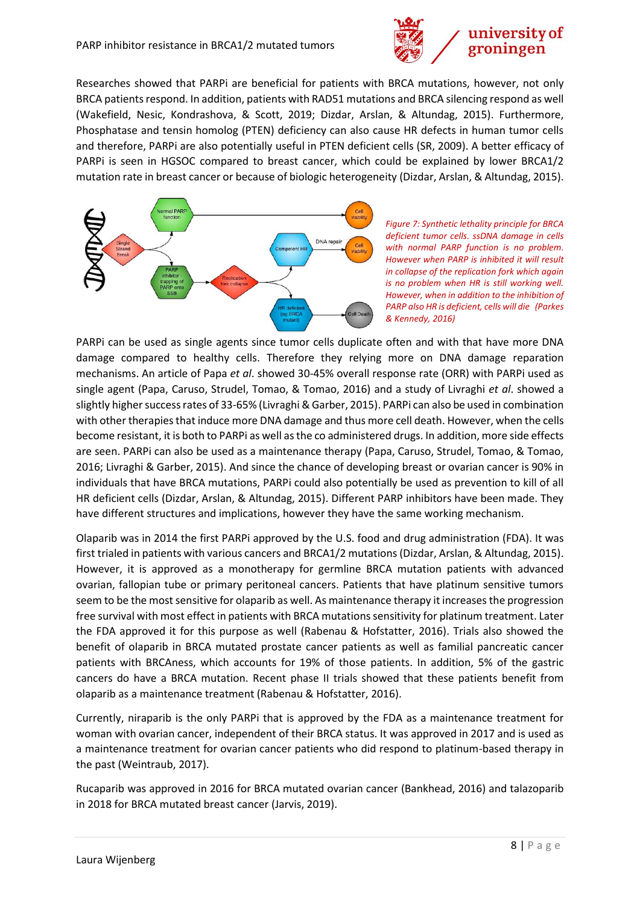Researches showed that PARPi are beneficial for patients with BRCA mutations, however, not only BRCA patients respond. In addition, patients with RAD51 mutations and BRCA silencing respond as well (Wakefield, Nesic, Kondrashova, & Scott, 2019; Dizdar, Arslan, & Altundag, 2015). Furthermore, Phosphatase and tensin homolog (PTEN) deficiency can also cause HR defects in human tumor cells and therefore, PARPi are also potentially useful in PTEN deficient cells (SR, 2009). A better efficacy of PARPi is seen in HGSOC compared to breast cancer, which could be explained by lower BRCA1/2 mutation rate in breast cancer or because of biologic heterogeneity (Dizdar, Arslan, & Altundag, 2015).

*Figure 7: Synthetic lethality principle for BRCA deficient tumor cells. ssDNA damage in cells with normal PARP function is no problem. However when PARP is inhibited it will result in collapse of the replication fork which again is no problem when HR is still working well. However, when in addition to the inhibition of PARP also HR is deficient, cells will die (Parkes & Kennedy, 2016)*

PARPi can be used as single agents since tumor cells duplicate often and with that have more DNA damage compared to healthy cells. Therefore they relying more on DNA damage reparation mechanisms. An article of Papa *et al*. showed 30-45% overall response rate (ORR) with PARPi used as single agent (Papa, Caruso, Strudel, Tomao, & Tomao, 2016) and a study of Livraghi *et al*. showed a slightly higher success rates of 33-65% (Livraghi & Garber, 2015). PARPi can also be used in combination with other therapies that induce more DNA damage and thus more cell death. However, when the cells become resistant, it is both to PARPi as well as the co administered drugs. In addition, more side effects are seen. PARPi can also be used as a maintenance therapy (Papa, Caruso, Strudel, Tomao, & Tomao, 2016; Livraghi & Garber, 2015). And since the chance of developing breast or ovarian cancer is 90% in individuals that have BRCA mutations, PARPi could also potentially be used as prevention to kill of all HR deficient cells (Dizdar, Arslan, & Altundag, 2015). Different PARP inhibitors have been made. They have different structures and implications, however they have the same working mechanism.

Olaparib was in 2014 the first PARPi approved by the U.S. food and drug administration (FDA). It was first trialed in patients with various cancers and BRCA1/2 mutations (Dizdar, Arslan, & Altundag, 2015). However, it is approved as a monotherapy for germline BRCA mutation patients with advanced ovarian, fallopian tube or primary peritoneal cancers. Patients that have platinum sensitive tumors seem to be the most sensitive for olaparib as well. As maintenance therapy it increases the progression free survival with most effect in patients with BRCA mutations sensitivity for platinum treatment. Later the FDA approved it for this purpose as well (Rabenau & Hofstatter, 2016). Trials also showed the benefit of olaparib in BRCA mutated prostate cancer patients as well as familial pancreatic cancer patients with BRCAness, which accounts for 19% of those patients. In addition, 5% of the gastric cancers do have a BRCA mutation. Recent phase II trials showed that these patients benefit from olaparib as a maintenance treatment (Rabenau & Hofstatter, 2016).

Currently, niraparib is the only PARPi that is approved by the FDA as a maintenance treatment for woman with ovarian cancer, independent of their BRCA status. It was approved in 2017 and is used as a maintenance treatment for ovarian cancer patients who did respond to platinum-based therapy in the past (Weintraub, 2017).

Rucaparib was approved in 2016 for BRCA mutated ovarian cancer (Bankhead, 2016) and talazoparib in 2018 for BRCA mutated breast cancer (Jarvis, 2019).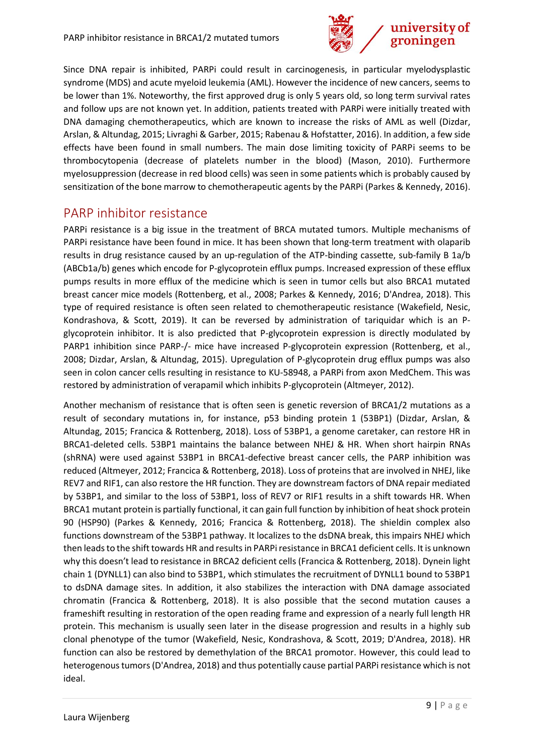Since DNA repair is inhibited, PARPi could result in carcinogenesis, in particular myelodysplastic syndrome (MDS) and acute myeloid leukemia (AML). However the incidence of new cancers, seems to be lower than 1%. Noteworthy, the first approved drug is only 5 years old, so long term survival rates and follow ups are not known yet. In addition, patients treated with PARPi were initially treated with DNA damaging chemotherapeutics, which are known to increase the risks of AML as well (Dizdar, Arslan, & Altundag, 2015; Livraghi & Garber, 2015; Rabenau & Hofstatter, 2016). In addition, a few side effects have been found in small numbers. The main dose limiting toxicity of PARPi seems to be thrombocytopenia (decrease of platelets number in the blood) (Mason, 2010). Furthermore myelosuppression (decrease in red blood cells) was seen in some patients which is probably caused by sensitization of the bone marrow to chemotherapeutic agents by the PARPi (Parkes & Kennedy, 2016).

## PARP inhibitor resistance

PARPi resistance is a big issue in the treatment of BRCA mutated tumors. Multiple mechanisms of PARPi resistance have been found in mice. It has been shown that long-term treatment with olaparib results in drug resistance caused by an up-regulation of the ATP-binding cassette, sub-family B 1a/b (ABCb1a/b) genes which encode for P-glycoprotein efflux pumps. Increased expression of these efflux pumps results in more efflux of the medicine which is seen in tumor cells but also BRCA1 mutated breast cancer mice models (Rottenberg, et al., 2008; Parkes & Kennedy, 2016; D'Andrea, 2018). This type of required resistance is often seen related to chemotherapeutic resistance (Wakefield, Nesic, Kondrashova, & Scott, 2019). It can be reversed by administration of tariquidar which is an P-glycoprotein inhibitor. It is also predicted that P-glycoprotein expression is directly modulated by PARP1 inhibition since PARP-/- mice have increased P-glycoprotein expression (Rottenberg, et al., 2008; Dizdar, Arslan, & Altundag, 2015). Upregulation of P-glycoprotein drug efflux pumps was also seen in colon cancer cells resulting in resistance to KU-58948, a PARPi from axon MedChem. This was restored by administration of verapamil which inhibits P-glycoprotein (Altmeyer, 2012).

Another mechanism of resistance that is often seen is genetic reversion of BRCA1/2 mutations as a result of secondary mutations in, for instance, p53 binding protein 1 (53BP1) (Dizdar, Arslan, & Altundag, 2015; Francica & Rottenberg, 2018). Loss of 53BP1, a genome caretaker, can restore HR in BRCA1-deleted cells. 53BP1 maintains the balance between NHEJ & HR. When short hairpin RNAs (shRNA) were used against 53BP1 in BRCA1-defective breast cancer cells, the PARP inhibition was reduced (Altmeyer, 2012; Francica & Rottenberg, 2018). Loss of proteins that are involved in NHEJ, like REV7 and RIF1, can also restore the HR function. They are downstream factors of DNA repair mediated by 53BP1, and similar to the loss of 53BP1, loss of REV7 or RIF1 results in a shift towards HR. When BRCA1 mutant protein is partially functional, it can gain full function by inhibition of heat shock protein 90 (HSP90) (Parkes & Kennedy, 2016; Francica & Rottenberg, 2018). The shieldin complex also functions downstream of the 53BP1 pathway. It localizes to the dsDNA break, this impairs NHEJ which then leads to the shift towards HR and results in PARPi resistance in BRCA1 deficient cells. It is unknown why this doesn't lead to resistance in BRCA2 deficient cells (Francica & Rottenberg, 2018). Dynein light chain 1 (DYNLL1) can also bind to 53BP1, which stimulates the recruitment of DYNLL1 bound to 53BP1 to dsDNA damage sites. In addition, it also stabilizes the interaction with DNA damage associated chromatin (Francica & Rottenberg, 2018). It is also possible that the second mutation causes a frameshift resulting in restoration of the open reading frame and expression of a nearly full length HR protein. This mechanism is usually seen later in the disease progression and results in a highly sub clonal phenotype of the tumor (Wakefield, Nesic, Kondrashova, & Scott, 2019; D'Andrea, 2018). HR function can also be restored by demethylation of the BRCA1 promotor. However, this could lead to heterogenous tumors (D'Andrea, 2018) and thus potentially cause partial PARPi resistance which is not ideal.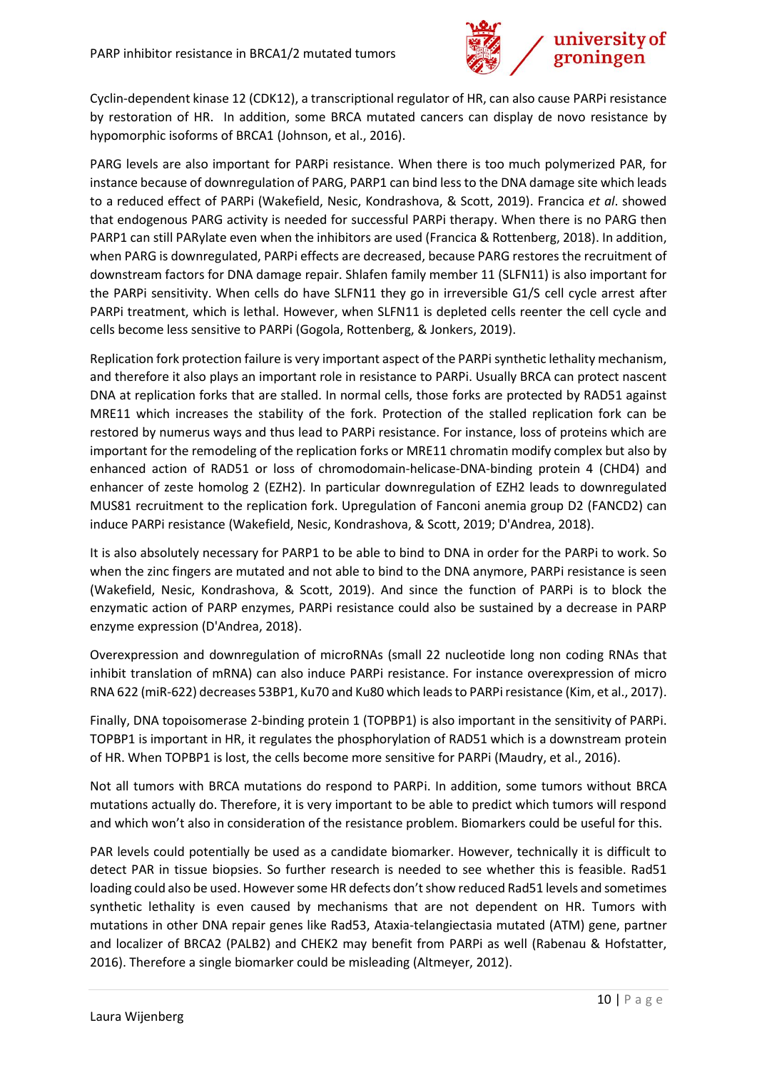Cyclin-dependent kinase 12 (CDK12), a transcriptional regulator of HR, can also cause PARPi resistance by restoration of HR.  In addition, some BRCA mutated cancers can display de novo resistance by hypomorphic isoforms of BRCA1 (Johnson, et al., 2016).

PARG levels are also important for PARPi resistance. When there is too much polymerized PAR, for instance because of downregulation of PARG, PARP1 can bind less to the DNA damage site which leads to a reduced effect of PARPi (Wakefield, Nesic, Kondrashova, & Scott, 2019). Francica *et al*. showed that endogenous PARG activity is needed for successful PARPi therapy. When there is no PARG then PARP1 can still PARylate even when the inhibitors are used (Francica & Rottenberg, 2018). In addition, when PARG is downregulated, PARPi effects are decreased, because PARG restores the recruitment of downstream factors for DNA damage repair. Shlafen family member 11 (SLFN11) is also important for the PARPi sensitivity. When cells do have SLFN11 they go in irreversible G1/S cell cycle arrest after PARPi treatment, which is lethal. However, when SLFN11 is depleted cells reenter the cell cycle and cells become less sensitive to PARPi (Gogola, Rottenberg, & Jonkers, 2019).

Replication fork protection failure is very important aspect of the PARPi synthetic lethality mechanism, and therefore it also plays an important role in resistance to PARPi. Usually BRCA can protect nascent DNA at replication forks that are stalled. In normal cells, those forks are protected by RAD51 against MRE11 which increases the stability of the fork. Protection of the stalled replication fork can be restored by numerus ways and thus lead to PARPi resistance. For instance, loss of proteins which are important for the remodeling of the replication forks or MRE11 chromatin modify complex but also by enhanced action of RAD51 or loss of chromodomain-helicase-DNA-binding protein 4 (CHD4) and enhancer of zeste homolog 2 (EZH2). In particular downregulation of EZH2 leads to downregulated MUS81 recruitment to the replication fork. Upregulation of Fanconi anemia group D2 (FANCD2) can induce PARPi resistance (Wakefield, Nesic, Kondrashova, & Scott, 2019; D'Andrea, 2018).

It is also absolutely necessary for PARP1 to be able to bind to DNA in order for the PARPi to work. So when the zinc fingers are mutated and not able to bind to the DNA anymore, PARPi resistance is seen (Wakefield, Nesic, Kondrashova, & Scott, 2019). And since the function of PARPi is to block the enzymatic action of PARP enzymes, PARPi resistance could also be sustained by a decrease in PARP enzyme expression (D'Andrea, 2018).

Overexpression and downregulation of microRNAs (small 22 nucleotide long non coding RNAs that inhibit translation of mRNA) can also induce PARPi resistance. For instance overexpression of micro RNA 622 (miR-622) decreases 53BP1, Ku70 and Ku80 which leads to PARPi resistance (Kim, et al., 2017).

Finally, DNA topoisomerase 2-binding protein 1 (TOPBP1) is also important in the sensitivity of PARPi. TOPBP1 is important in HR, it regulates the phosphorylation of RAD51 which is a downstream protein of HR. When TOPBP1 is lost, the cells become more sensitive for PARPi (Maudry, et al., 2016).

Not all tumors with BRCA mutations do respond to PARPi. In addition, some tumors without BRCA mutations actually do. Therefore, it is very important to be able to predict which tumors will respond and which won't also in consideration of the resistance problem. Biomarkers could be useful for this.

PAR levels could potentially be used as a candidate biomarker. However, technically it is difficult to detect PAR in tissue biopsies. So further research is needed to see whether this is feasible. Rad51 loading could also be used. However some HR defects don't show reduced Rad51 levels and sometimes synthetic lethality is even caused by mechanisms that are not dependent on HR. Tumors with mutations in other DNA repair genes like Rad53, Ataxia-telangiectasia mutated (ATM) gene, partner and localizer of BRCA2 (PALB2) and CHEK2 may benefit from PARPi as well (Rabenau & Hofstatter, 2016). Therefore a single biomarker could be misleading (Altmeyer, 2012).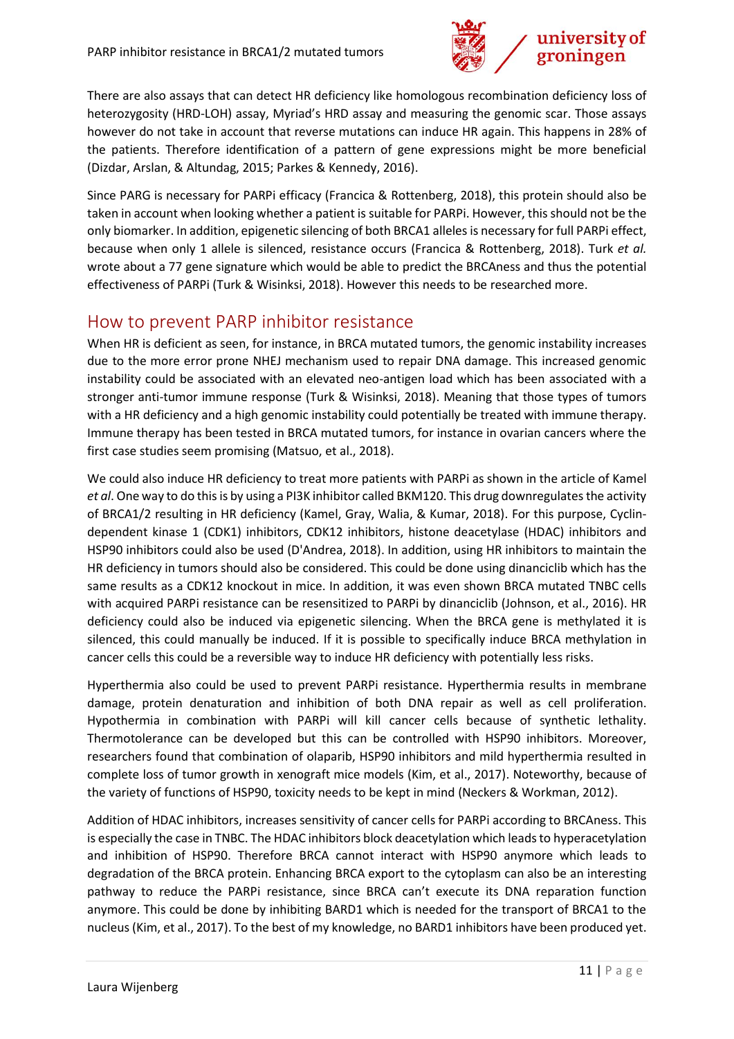There are also assays that can detect HR deficiency like homologous recombination deficiency loss of heterozygosity (HRD-LOH) assay, Myriad's HRD assay and measuring the genomic scar. Those assays however do not take in account that reverse mutations can induce HR again. This happens in 28% of the patients. Therefore identification of a pattern of gene expressions might be more beneficial (Dizdar, Arslan, & Altundag, 2015; Parkes & Kennedy, 2016).

Since PARG is necessary for PARPi efficacy (Francica & Rottenberg, 2018), this protein should also be taken in account when looking whether a patient is suitable for PARPi. However, this should not be the only biomarker. In addition, epigenetic silencing of both BRCA1 alleles is necessary for full PARPi effect, because when only 1 allele is silenced, resistance occurs (Francica & Rottenberg, 2018). Turk *et al.* wrote about a 77 gene signature which would be able to predict the BRCAness and thus the potential effectiveness of PARPi (Turk & Wisinksi, 2018). However this needs to be researched more.

## How to prevent PARP inhibitor resistance

When HR is deficient as seen, for instance, in BRCA mutated tumors, the genomic instability increases due to the more error prone NHEJ mechanism used to repair DNA damage. This increased genomic instability could be associated with an elevated neo-antigen load which has been associated with a stronger anti-tumor immune response (Turk & Wisinksi, 2018). Meaning that those types of tumors with a HR deficiency and a high genomic instability could potentially be treated with immune therapy. Immune therapy has been tested in BRCA mutated tumors, for instance in ovarian cancers where the first case studies seem promising (Matsuo, et al., 2018).

We could also induce HR deficiency to treat more patients with PARPi as shown in the article of Kamel *et al*. One way to do this is by using a PI3K inhibitor called BKM120. This drug downregulates the activity of BRCA1/2 resulting in HR deficiency (Kamel, Gray, Walia, & Kumar, 2018). For this purpose, Cyclin-dependent kinase 1 (CDK1) inhibitors, CDK12 inhibitors, histone deacetylase (HDAC) inhibitors and HSP90 inhibitors could also be used (D'Andrea, 2018). In addition, using HR inhibitors to maintain the HR deficiency in tumors should also be considered. This could be done using dinanciclib which has the same results as a CDK12 knockout in mice. In addition, it was even shown BRCA mutated TNBC cells with acquired PARPi resistance can be resensitized to PARPi by dinanciclib (Johnson, et al., 2016). HR deficiency could also be induced via epigenetic silencing. When the BRCA gene is methylated it is silenced, this could manually be induced. If it is possible to specifically induce BRCA methylation in cancer cells this could be a reversible way to induce HR deficiency with potentially less risks.

Hyperthermia also could be used to prevent PARPi resistance. Hyperthermia results in membrane damage, protein denaturation and inhibition of both DNA repair as well as cell proliferation. Hypothermia in combination with PARPi will kill cancer cells because of synthetic lethality. Thermotolerance can be developed but this can be controlled with HSP90 inhibitors. Moreover, researchers found that combination of olaparib, HSP90 inhibitors and mild hyperthermia resulted in complete loss of tumor growth in xenograft mice models (Kim, et al., 2017). Noteworthy, because of the variety of functions of HSP90, toxicity needs to be kept in mind (Neckers & Workman, 2012).

Addition of HDAC inhibitors, increases sensitivity of cancer cells for PARPi according to BRCAness. This is especially the case in TNBC. The HDAC inhibitors block deacetylation which leads to hyperacetylation and inhibition of HSP90. Therefore BRCA cannot interact with HSP90 anymore which leads to degradation of the BRCA protein. Enhancing BRCA export to the cytoplasm can also be an interesting pathway to reduce the PARPi resistance, since BRCA can't execute its DNA reparation function anymore. This could be done by inhibiting BARD1 which is needed for the transport of BRCA1 to the nucleus (Kim, et al., 2017). To the best of my knowledge, no BARD1 inhibitors have been produced yet.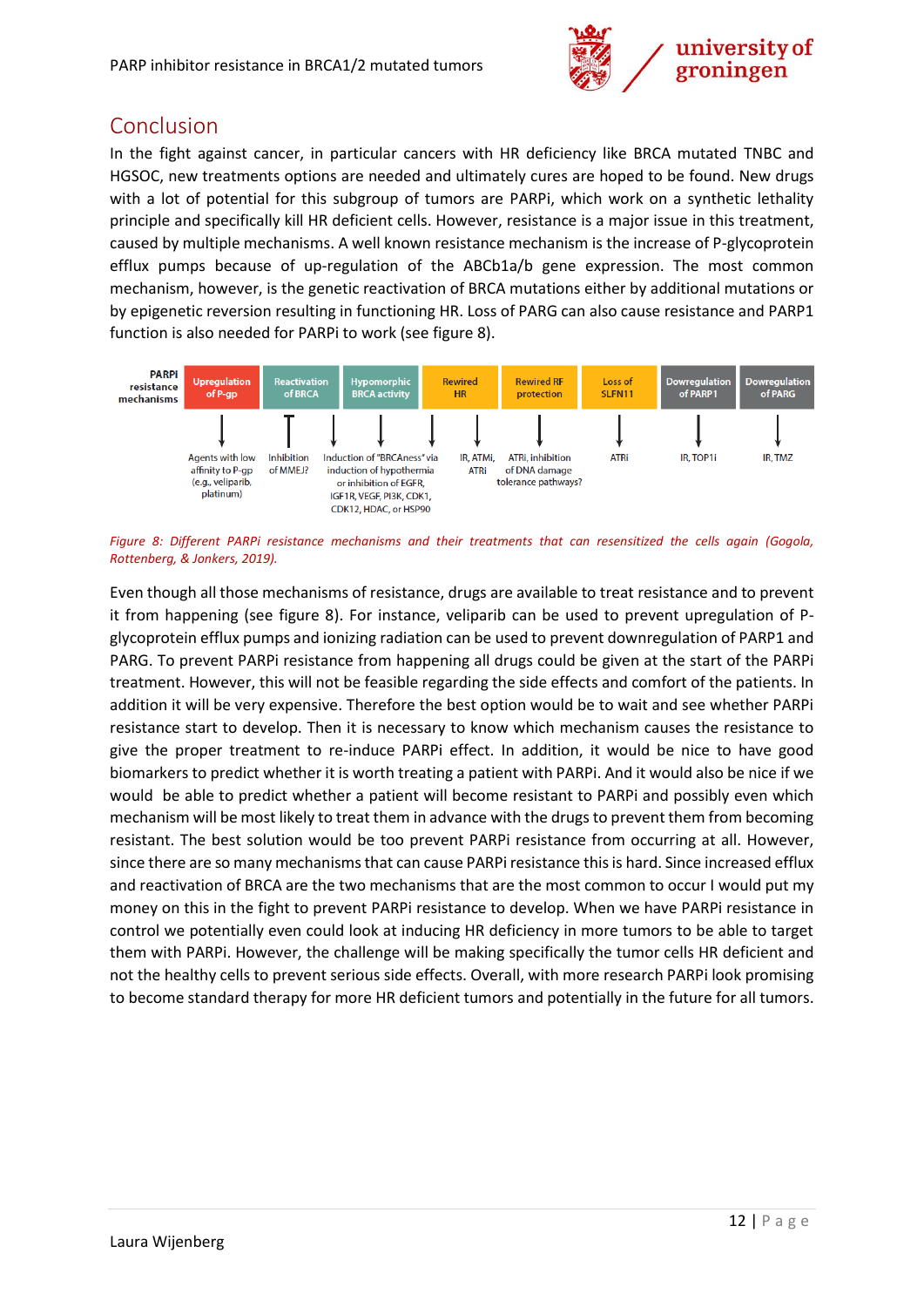# Conclusion

In the fight against cancer, in particular cancers with HR deficiency like BRCA mutated TNBC and HGSOC, new treatments options are needed and ultimately cures are hoped to be found. New drugs with a lot of potential for this subgroup of tumors are PARPi, which work on a synthetic lethality principle and specifically kill HR deficient cells. However, resistance is a major issue in this treatment, caused by multiple mechanisms. A well known resistance mechanism is the increase of P-glycoprotein efflux pumps because of up-regulation of the ABCb1a/b gene expression. The most common mechanism, however, is the genetic reactivation of BRCA mutations either by additional mutations or by epigenetic reversion resulting in functioning HR. Loss of PARG can also cause resistance and PARP1 function is also needed for PARPi to work (see figure 8).

| PARPi resistance mechanisms | Upregulation of P-gp | Reactivation of BRCA | Hypomorphic BRCA activity | Rewired HR | Rewired RF protection | Loss of SLFN11 | Downregulation of PARP1 | Downregulation of PARG |
|---|---|---|---|---|---|---|---|---|
| | Agents with low affinity to P-gp (e.g., veliparib, platinum) | Inhibition of MMEJ? | Induction of "BRCAness" via induction of hypothermia or inhibition of EGFR, IGF1R, VEGF, PI3K, CDK1, CDK12, HDAC, or HSP90 | IR, ATMi, ATRi | ATRi, inhibition of DNA damage tolerance pathways? | ATRi | IR, TOP1i | IR, TMZ |

*Figure 8: Different PARPi resistance mechanisms and their treatments that can resensitized the cells again (Gogola, Rottenberg, & Jonkers, 2019).*

Even though all those mechanisms of resistance, drugs are available to treat resistance and to prevent it from happening (see figure 8). For instance, veliparib can be used to prevent upregulation of P-glycoprotein efflux pumps and ionizing radiation can be used to prevent downregulation of PARP1 and PARG. To prevent PARPi resistance from happening all drugs could be given at the start of the PARPi treatment. However, this will not be feasible regarding the side effects and comfort of the patients. In addition it will be very expensive. Therefore the best option would be to wait and see whether PARPi resistance start to develop. Then it is necessary to know which mechanism causes the resistance to give the proper treatment to re-induce PARPi effect. In addition, it would be nice to have good biomarkers to predict whether it is worth treating a patient with PARPi. And it would also be nice if we would be able to predict whether a patient will become resistant to PARPi and possibly even which mechanism will be most likely to treat them in advance with the drugs to prevent them from becoming resistant. The best solution would be too prevent PARPi resistance from occurring at all. However, since there are so many mechanisms that can cause PARPi resistance this is hard. Since increased efflux and reactivation of BRCA are the two mechanisms that are the most common to occur I would put my money on this in the fight to prevent PARPi resistance to develop. When we have PARPi resistance in control we potentially even could look at inducing HR deficiency in more tumors to be able to target them with PARPi. However, the challenge will be making specifically the tumor cells HR deficient and not the healthy cells to prevent serious side effects. Overall, with more research PARPi look promising to become standard therapy for more HR deficient tumors and potentially in the future for all tumors.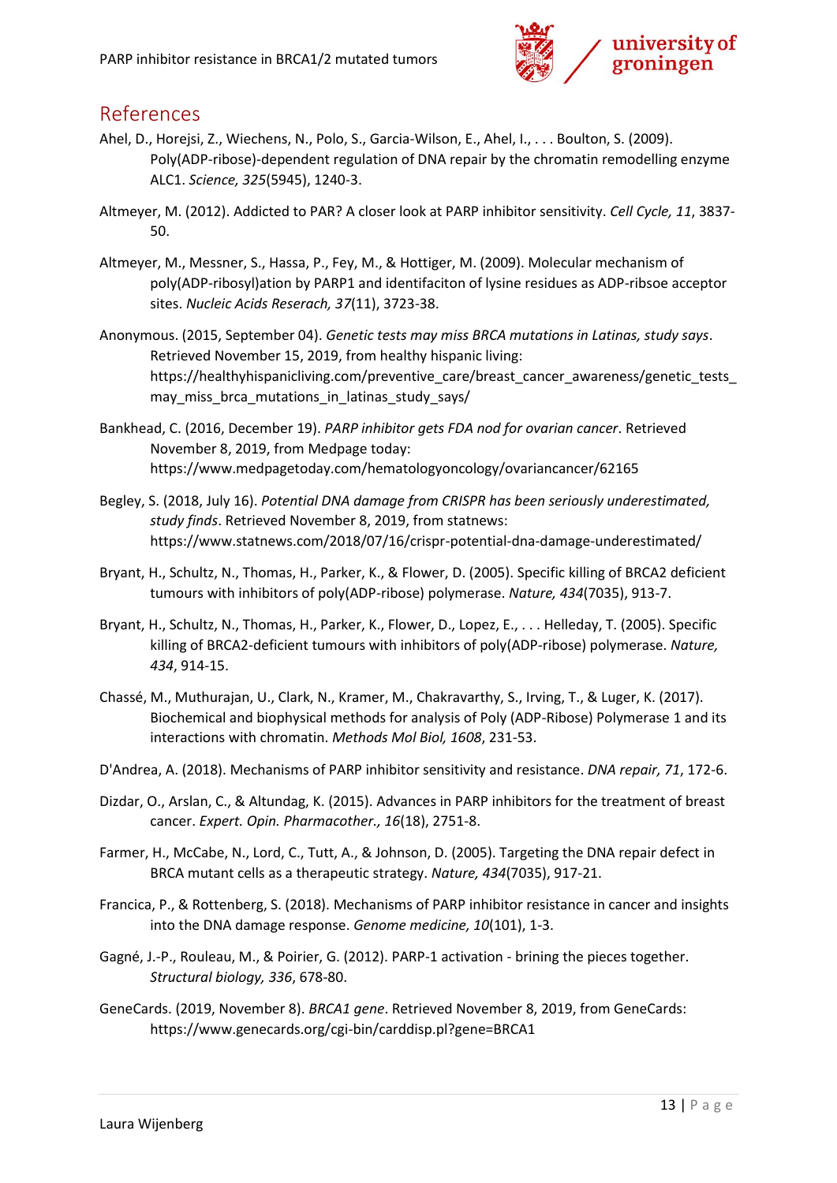# References

Ahel, D., Horejsi, Z., Wiechens, N., Polo, S., Garcia-Wilson, E., Ahel, I., . . . Boulton, S. (2009). Poly(ADP-ribose)-dependent regulation of DNA repair by the chromatin remodelling enzyme ALC1. *Science, 325*(5945), 1240-3.

Altmeyer, M. (2012). Addicted to PAR? A closer look at PARP inhibitor sensitivity. *Cell Cycle, 11*, 3837-50.

Altmeyer, M., Messner, S., Hassa, P., Fey, M., & Hottiger, M. (2009). Molecular mechanism of poly(ADP-ribosyl)ation by PARP1 and identifaciton of lysine residues as ADP-ribsoe acceptor sites. *Nucleic Acids Reserach, 37*(11), 3723-38.

Anonymous. (2015, September 04). *Genetic tests may miss BRCA mutations in Latinas, study says*. Retrieved November 15, 2019, from healthy hispanic living: https://healthyhispanicliving.com/preventive_care/breast_cancer_awareness/genetic_tests_may_miss_brca_mutations_in_latinas_study_says/

Bankhead, C. (2016, December 19). *PARP inhibitor gets FDA nod for ovarian cancer*. Retrieved November 8, 2019, from Medpage today: https://www.medpagetoday.com/hematologyoncology/ovariancancer/62165

Begley, S. (2018, July 16). *Potential DNA damage from CRISPR has been seriously underestimated, study finds*. Retrieved November 8, 2019, from statnews: https://www.statnews.com/2018/07/16/crispr-potential-dna-damage-underestimated/

Bryant, H., Schultz, N., Thomas, H., Parker, K., & Flower, D. (2005). Specific killing of BRCA2 deficient tumours with inhibitors of poly(ADP-ribose) polymerase. *Nature, 434*(7035), 913-7.

Bryant, H., Schultz, N., Thomas, H., Parker, K., Flower, D., Lopez, E., . . . Helleday, T. (2005). Specific killing of BRCA2-deficient tumours with inhibitors of poly(ADP-ribose) polymerase. *Nature, 434*, 914-15.

Chassé, M., Muthurajan, U., Clark, N., Kramer, M., Chakravarthy, S., Irving, T., & Luger, K. (2017). Biochemical and biophysical methods for analysis of Poly (ADP-Ribose) Polymerase 1 and its interactions with chromatin. *Methods Mol Biol, 1608*, 231-53.

D'Andrea, A. (2018). Mechanisms of PARP inhibitor sensitivity and resistance. *DNA repair, 71*, 172-6.

Dizdar, O., Arslan, C., & Altundag, K. (2015). Advances in PARP inhibitors for the treatment of breast cancer. *Expert. Opin. Pharmacother., 16*(18), 2751-8.

Farmer, H., McCabe, N., Lord, C., Tutt, A., & Johnson, D. (2005). Targeting the DNA repair defect in BRCA mutant cells as a therapeutic strategy. *Nature, 434*(7035), 917-21.

Francica, P., & Rottenberg, S. (2018). Mechanisms of PARP inhibitor resistance in cancer and insights into the DNA damage response. *Genome medicine, 10*(101), 1-3.

Gagné, J.-P., Rouleau, M., & Poirier, G. (2012). PARP-1 activation - brining the pieces together. *Structural biology, 336*, 678-80.

GeneCards. (2019, November 8). *BRCA1 gene*. Retrieved November 8, 2019, from GeneCards: https://www.genecards.org/cgi-bin/carddisp.pl?gene=BRCA1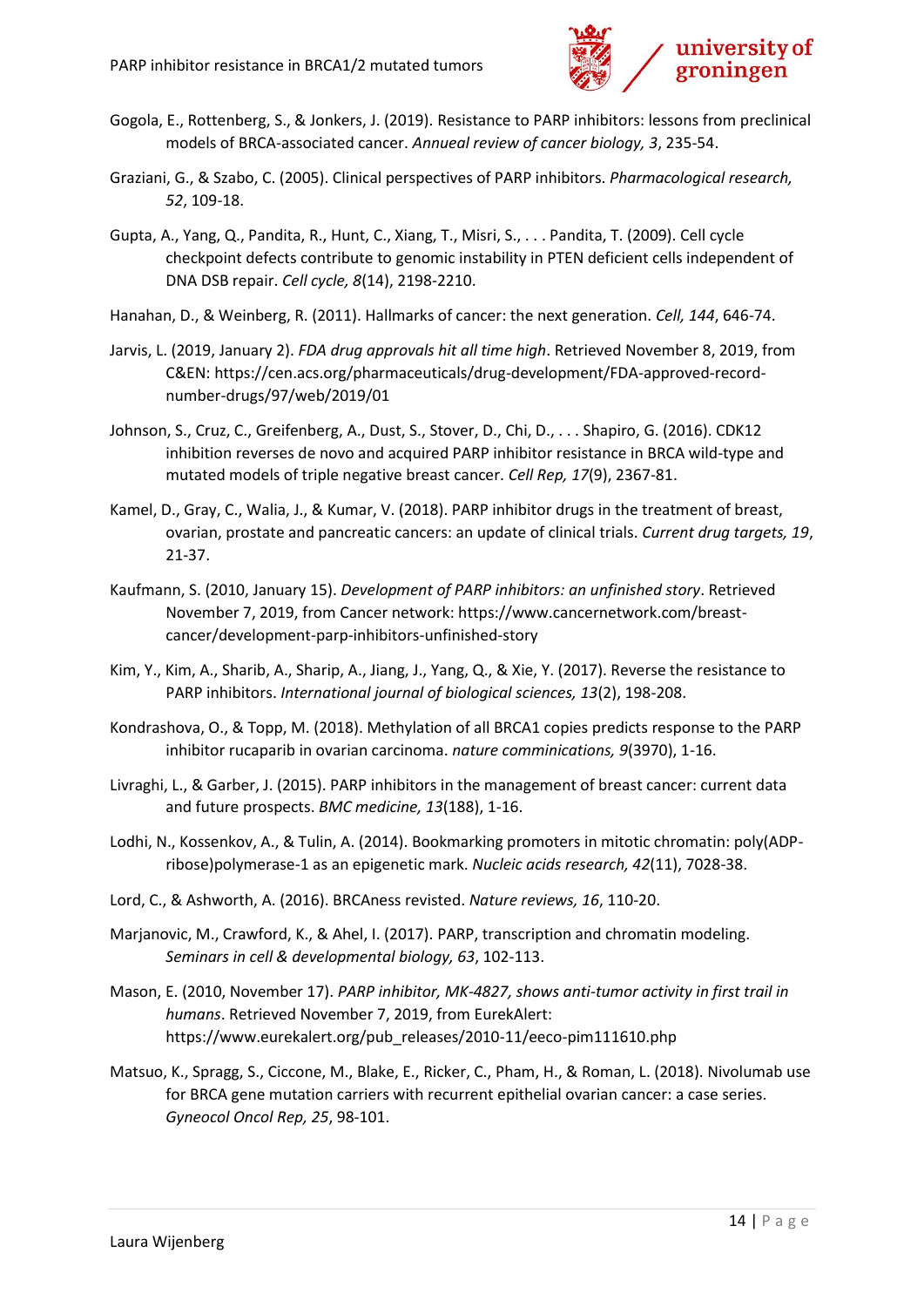Gogola, E., Rottenberg, S., & Jonkers, J. (2019). Resistance to PARP inhibitors: lessons from preclinical models of BRCA-associated cancer. *Annueal review of cancer biology, 3*, 235-54.

Graziani, G., & Szabo, C. (2005). Clinical perspectives of PARP inhibitors. *Pharmacological research, 52*, 109-18.

Gupta, A., Yang, Q., Pandita, R., Hunt, C., Xiang, T., Misri, S., . . . Pandita, T. (2009). Cell cycle checkpoint defects contribute to genomic instability in PTEN deficient cells independent of DNA DSB repair. *Cell cycle, 8*(14), 2198-2210.

Hanahan, D., & Weinberg, R. (2011). Hallmarks of cancer: the next generation. *Cell, 144*, 646-74.

Jarvis, L. (2019, January 2). *FDA drug approvals hit all time high*. Retrieved November 8, 2019, from C&EN: https://cen.acs.org/pharmaceuticals/drug-development/FDA-approved-record-number-drugs/97/web/2019/01

Johnson, S., Cruz, C., Greifenberg, A., Dust, S., Stover, D., Chi, D., . . . Shapiro, G. (2016). CDK12 inhibition reverses de novo and acquired PARP inhibitor resistance in BRCA wild-type and mutated models of triple negative breast cancer. *Cell Rep, 17*(9), 2367-81.

Kamel, D., Gray, C., Walia, J., & Kumar, V. (2018). PARP inhibitor drugs in the treatment of breast, ovarian, prostate and pancreatic cancers: an update of clinical trials. *Current drug targets, 19*, 21-37.

Kaufmann, S. (2010, January 15). *Development of PARP inhibitors: an unfinished story*. Retrieved November 7, 2019, from Cancer network: https://www.cancernetwork.com/breast-cancer/development-parp-inhibitors-unfinished-story

Kim, Y., Kim, A., Sharib, A., Sharip, A., Jiang, J., Yang, Q., & Xie, Y. (2017). Reverse the resistance to PARP inhibitors. *International journal of biological sciences, 13*(2), 198-208.

Kondrashova, O., & Topp, M. (2018). Methylation of all BRCA1 copies predicts response to the PARP inhibitor rucaparib in ovarian carcinoma. *nature comminications, 9*(3970), 1-16.

Livraghi, L., & Garber, J. (2015). PARP inhibitors in the management of breast cancer: current data and future prospects. *BMC medicine, 13*(188), 1-16.

Lodhi, N., Kossenkov, A., & Tulin, A. (2014). Bookmarking promoters in mitotic chromatin: poly(ADP-ribose)polymerase-1 as an epigenetic mark. *Nucleic acids research, 42*(11), 7028-38.

Lord, C., & Ashworth, A. (2016). BRCAness revisted. *Nature reviews, 16*, 110-20.

Marjanovic, M., Crawford, K., & Ahel, I. (2017). PARP, transcription and chromatin modeling. *Seminars in cell & developmental biology, 63*, 102-113.

Mason, E. (2010, November 17). *PARP inhibitor, MK-4827, shows anti-tumor activity in first trail in humans*. Retrieved November 7, 2019, from EurekAlert: https://www.eurekalert.org/pub_releases/2010-11/eeco-pim111610.php

Matsuo, K., Spragg, S., Ciccone, M., Blake, E., Ricker, C., Pham, H., & Roman, L. (2018). Nivolumab use for BRCA gene mutation carriers with recurrent epithelial ovarian cancer: a case series. *Gyneocol Oncol Rep, 25*, 98-101.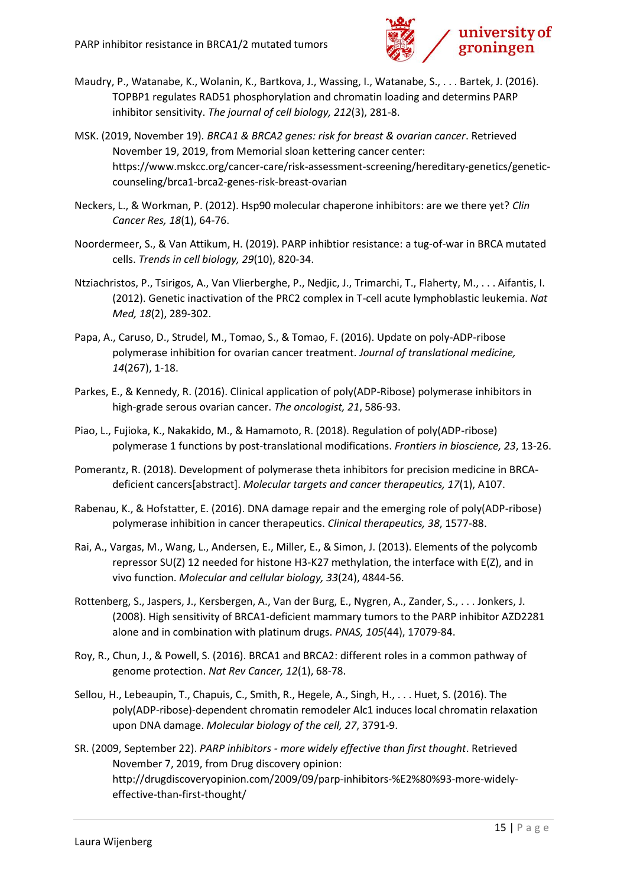Maudry, P., Watanabe, K., Wolanin, K., Bartkova, J., Wassing, I., Watanabe, S., . . . Bartek, J. (2016). TOPBP1 regulates RAD51 phosphorylation and chromatin loading and determins PARP inhibitor sensitivity. *The journal of cell biology, 212*(3), 281-8.

MSK. (2019, November 19). *BRCA1 & BRCA2 genes: risk for breast & ovarian cancer*. Retrieved November 19, 2019, from Memorial sloan kettering cancer center: https://www.mskcc.org/cancer-care/risk-assessment-screening/hereditary-genetics/genetic-counseling/brca1-brca2-genes-risk-breast-ovarian

Neckers, L., & Workman, P. (2012). Hsp90 molecular chaperone inhibitors: are we there yet? *Clin Cancer Res, 18*(1), 64-76.

Noordermeer, S., & Van Attikum, H. (2019). PARP inhibtior resistance: a tug-of-war in BRCA mutated cells. *Trends in cell biology, 29*(10), 820-34.

Ntziachristos, P., Tsirigos, A., Van Vlierberghe, P., Nedjic, J., Trimarchi, T., Flaherty, M., . . . Aifantis, I. (2012). Genetic inactivation of the PRC2 complex in T-cell acute lymphoblastic leukemia. *Nat Med, 18*(2), 289-302.

Papa, A., Caruso, D., Strudel, M., Tomao, S., & Tomao, F. (2016). Update on poly-ADP-ribose polymerase inhibition for ovarian cancer treatment. *Journal of translational medicine, 14*(267), 1-18.

Parkes, E., & Kennedy, R. (2016). Clinical application of poly(ADP-Ribose) polymerase inhibitors in high-grade serous ovarian cancer. *The oncologist, 21*, 586-93.

Piao, L., Fujioka, K., Nakakido, M., & Hamamoto, R. (2018). Regulation of poly(ADP-ribose) polymerase 1 functions by post-translational modifications. *Frontiers in bioscience, 23*, 13-26.

Pomerantz, R. (2018). Development of polymerase theta inhibitors for precision medicine in BRCA-deficient cancers[abstract]. *Molecular targets and cancer therapeutics, 17*(1), A107.

Rabenau, K., & Hofstatter, E. (2016). DNA damage repair and the emerging role of poly(ADP-ribose) polymerase inhibition in cancer therapeutics. *Clinical therapeutics, 38*, 1577-88.

Rai, A., Vargas, M., Wang, L., Andersen, E., Miller, E., & Simon, J. (2013). Elements of the polycomb repressor SU(Z) 12 needed for histone H3-K27 methylation, the interface with E(Z), and in vivo function. *Molecular and cellular biology, 33*(24), 4844-56.

Rottenberg, S., Jaspers, J., Kersbergen, A., Van der Burg, E., Nygren, A., Zander, S., . . . Jonkers, J. (2008). High sensitivity of BRCA1-deficient mammary tumors to the PARP inhibitor AZD2281 alone and in combination with platinum drugs. *PNAS, 105*(44), 17079-84.

Roy, R., Chun, J., & Powell, S. (2016). BRCA1 and BRCA2: different roles in a common pathway of genome protection. *Nat Rev Cancer, 12*(1), 68-78.

Sellou, H., Lebeaupin, T., Chapuis, C., Smith, R., Hegele, A., Singh, H., . . . Huet, S. (2016). The poly(ADP-ribose)-dependent chromatin remodeler Alc1 induces local chromatin relaxation upon DNA damage. *Molecular biology of the cell, 27*, 3791-9.

SR. (2009, September 22). *PARP inhibitors - more widely effective than first thought*. Retrieved November 7, 2019, from Drug discovery opinion: http://drugdiscoveryopinion.com/2009/09/parp-inhibitors-%E2%80%93-more-widely-effective-than-first-thought/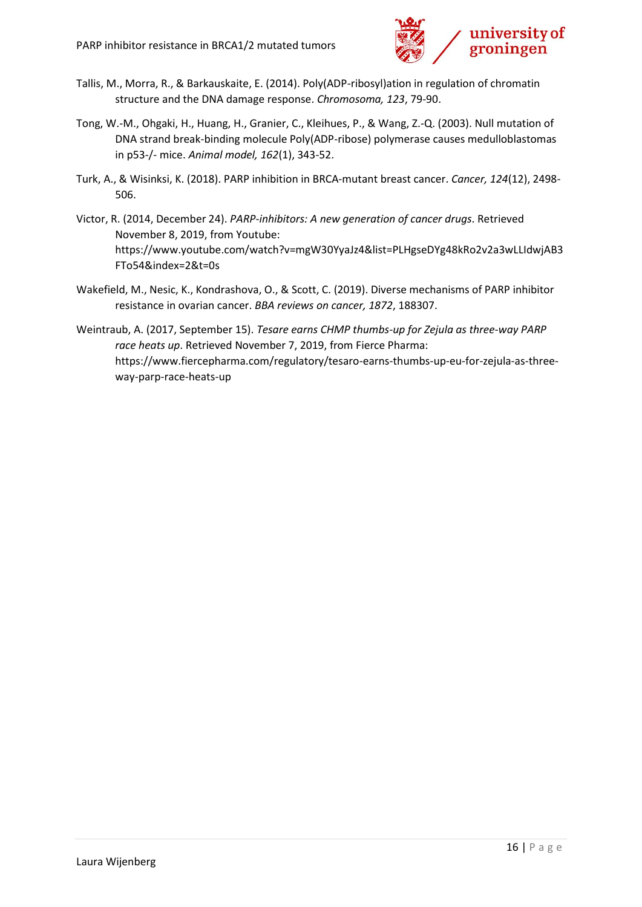Tallis, M., Morra, R., & Barkauskaite, E. (2014). Poly(ADP-ribosyl)ation in regulation of chromatin structure and the DNA damage response. *Chromosoma, 123*, 79-90.

Tong, W.-M., Ohgaki, H., Huang, H., Granier, C., Kleihues, P., & Wang, Z.-Q. (2003). Null mutation of DNA strand break-binding molecule Poly(ADP-ribose) polymerase causes medulloblastomas in p53-/- mice. *Animal model, 162*(1), 343-52.

Turk, A., & Wisinksi, K. (2018). PARP inhibition in BRCA-mutant breast cancer. *Cancer, 124*(12), 2498-506.

Victor, R. (2014, December 24). *PARP-inhibitors: A new generation of cancer drugs*. Retrieved November 8, 2019, from Youtube: https://www.youtube.com/watch?v=mgW30YyaJz4&list=PLHgseDYg48kRo2v2a3wLLIdwjAB3FTo54&index=2&t=0s

Wakefield, M., Nesic, K., Kondrashova, O., & Scott, C. (2019). Diverse mechanisms of PARP inhibitor resistance in ovarian cancer. *BBA reviews on cancer, 1872*, 188307.

Weintraub, A. (2017, September 15). *Tesare earns CHMP thumbs-up for Zejula as three-way PARP race heats up*. Retrieved November 7, 2019, from Fierce Pharma: https://www.fiercepharma.com/regulatory/tesaro-earns-thumbs-up-eu-for-zejula-as-three-way-parp-race-heats-up